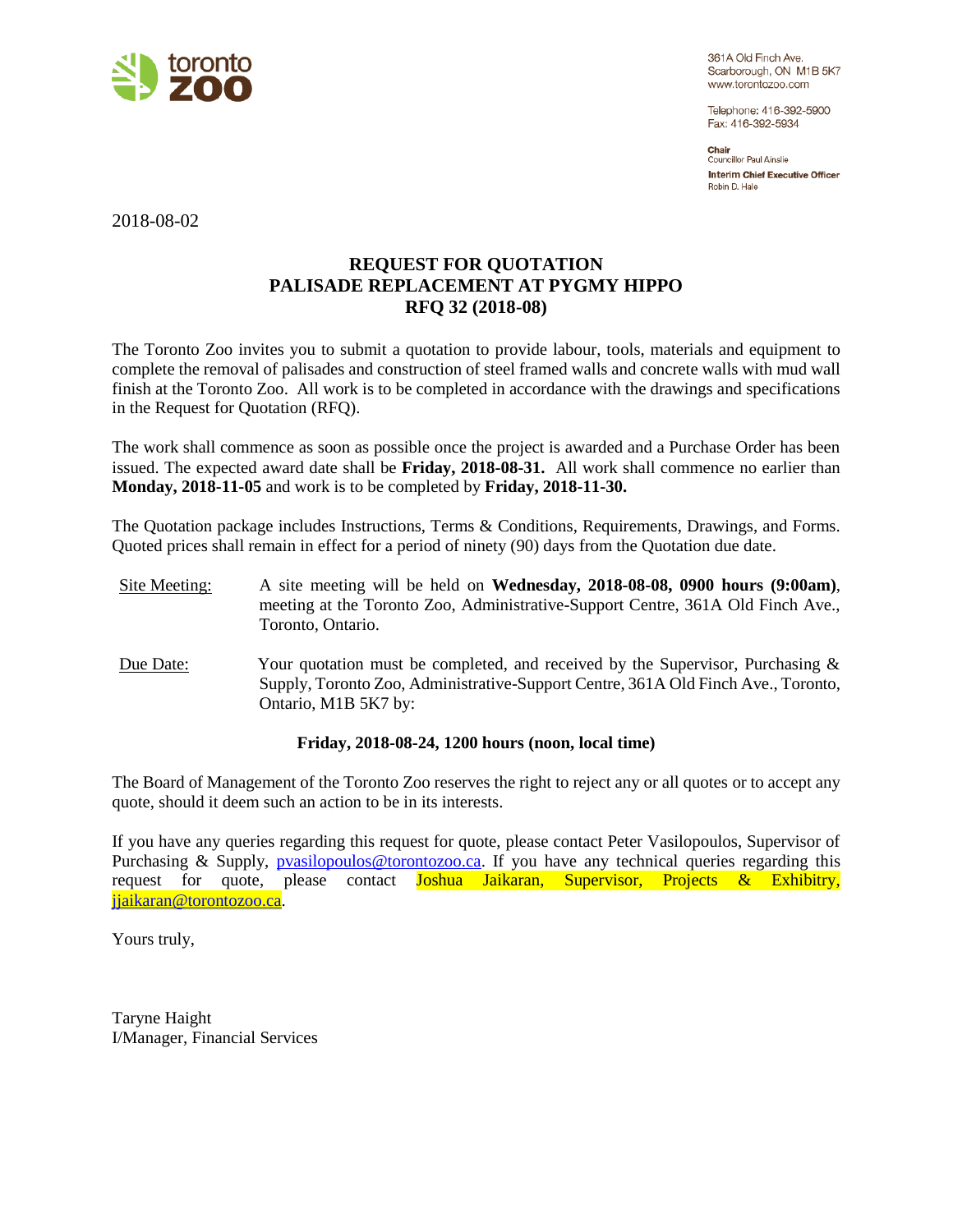toronto zoo

361A Old Finch Ave.
Scarborough, ON M1B 5K7
www.torontozoo.com

Telephone: 416-392-5900
Fax: 416-392-5934

**Chair**
Councillor Paul Ainslie

**Interim Chief Executive Officer**
Robin D. Hale

2018-08-02

# REQUEST FOR QUOTATION
# PALISADE REPLACEMENT AT PYGMY HIPPO
# RFQ 32 (2018-08)

The Toronto Zoo invites you to submit a quotation to provide labour, tools, materials and equipment to complete the removal of palisades and construction of steel framed walls and concrete walls with mud wall finish at the Toronto Zoo. All work is to be completed in accordance with the drawings and specifications in the Request for Quotation (RFQ).

The work shall commence as soon as possible once the project is awarded and a Purchase Order has been issued. The expected award date shall be **Friday, 2018-08-31.** All work shall commence no earlier than **Monday, 2018-11-05** and work is to be completed by **Friday, 2018-11-30.**

The Quotation package includes Instructions, Terms & Conditions, Requirements, Drawings, and Forms. Quoted prices shall remain in effect for a period of ninety (90) days from the Quotation due date.

Site Meeting: A site meeting will be held on **Wednesday, 2018-08-08, 0900 hours (9:00am)**, meeting at the Toronto Zoo, Administrative-Support Centre, 361A Old Finch Ave., Toronto, Ontario.

Due Date: Your quotation must be completed, and received by the Supervisor, Purchasing & Supply, Toronto Zoo, Administrative-Support Centre, 361A Old Finch Ave., Toronto, Ontario, M1B 5K7 by:

**Friday, 2018-08-24, 1200 hours (noon, local time)**

The Board of Management of the Toronto Zoo reserves the right to reject any or all quotes or to accept any quote, should it deem such an action to be in its interests.

If you have any queries regarding this request for quote, please contact Peter Vasilopoulos, Supervisor of Purchasing & Supply, pvasilopoulos@torontozoo.ca. If you have any technical queries regarding this request for quote, please contact Joshua Jaikaran, Supervisor, Projects & Exhibitry, jjaikaran@torontozoo.ca.

Yours truly,

Taryne Haight
I/Manager, Financial Services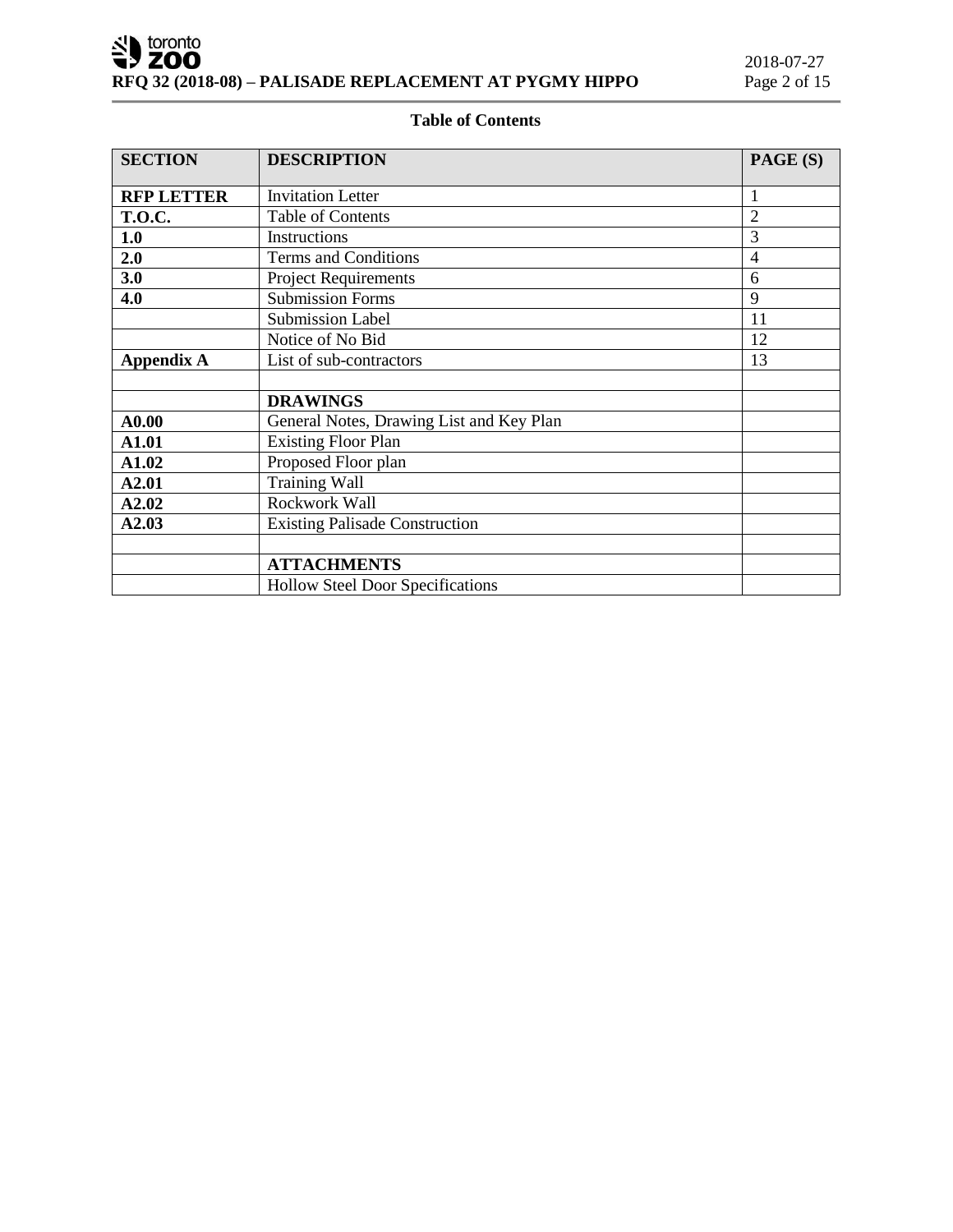**Table of Contents**

| SECTION | DESCRIPTION | PAGE (S) |
|---|---|---|
| **RFP LETTER** | Invitation Letter | 1 |
| **T.O.C.** | Table of Contents | 2 |
| **1.0** | Instructions | 3 |
| **2.0** | Terms and Conditions | 4 |
| **3.0** | Project Requirements | 6 |
| **4.0** | Submission Forms | 9 |
| | Submission Label | 11 |
| | Notice of No Bid | 12 |
| **Appendix A** | List of sub-contractors | 13 |
| | | |
| | **DRAWINGS** | |
| **A0.00** | General Notes, Drawing List and Key Plan | |
| **A1.01** | Existing Floor Plan | |
| **A1.02** | Proposed Floor plan | |
| **A2.01** | Training Wall | |
| **A2.02** | Rockwork Wall | |
| **A2.03** | Existing Palisade Construction | |
| | | |
| | **ATTACHMENTS** | |
| | Hollow Steel Door Specifications | |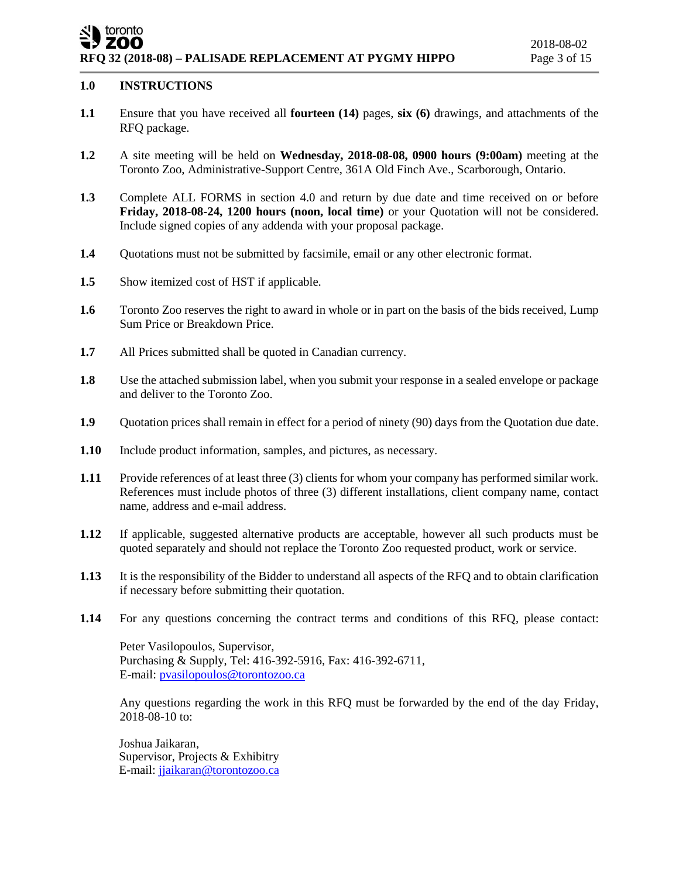## 1.0 INSTRUCTIONS

**1.1** Ensure that you have received all **fourteen (14)** pages, **six (6)** drawings, and attachments of the RFQ package.

**1.2** A site meeting will be held on **Wednesday, 2018-08-08, 0900 hours (9:00am)** meeting at the Toronto Zoo, Administrative-Support Centre, 361A Old Finch Ave., Scarborough, Ontario.

**1.3** Complete ALL FORMS in section 4.0 and return by due date and time received on or before **Friday, 2018-08-24, 1200 hours (noon, local time)** or your Quotation will not be considered. Include signed copies of any addenda with your proposal package.

**1.4** Quotations must not be submitted by facsimile, email or any other electronic format.

**1.5** Show itemized cost of HST if applicable.

**1.6** Toronto Zoo reserves the right to award in whole or in part on the basis of the bids received, Lump Sum Price or Breakdown Price.

**1.7** All Prices submitted shall be quoted in Canadian currency.

**1.8** Use the attached submission label, when you submit your response in a sealed envelope or package and deliver to the Toronto Zoo.

**1.9** Quotation prices shall remain in effect for a period of ninety (90) days from the Quotation due date.

**1.10** Include product information, samples, and pictures, as necessary.

**1.11** Provide references of at least three (3) clients for whom your company has performed similar work. References must include photos of three (3) different installations, client company name, contact name, address and e-mail address.

**1.12** If applicable, suggested alternative products are acceptable, however all such products must be quoted separately and should not replace the Toronto Zoo requested product, work or service.

**1.13** It is the responsibility of the Bidder to understand all aspects of the RFQ and to obtain clarification if necessary before submitting their quotation.

**1.14** For any questions concerning the contract terms and conditions of this RFQ, please contact:

Peter Vasilopoulos, Supervisor,
Purchasing & Supply, Tel: 416-392-5916, Fax: 416-392-6711,
E-mail: pvasilopoulos@torontozoo.ca

Any questions regarding the work in this RFQ must be forwarded by the end of the day Friday, 2018-08-10 to:

Joshua Jaikaran,
Supervisor, Projects & Exhibitry
E-mail: jjaikaran@torontozoo.ca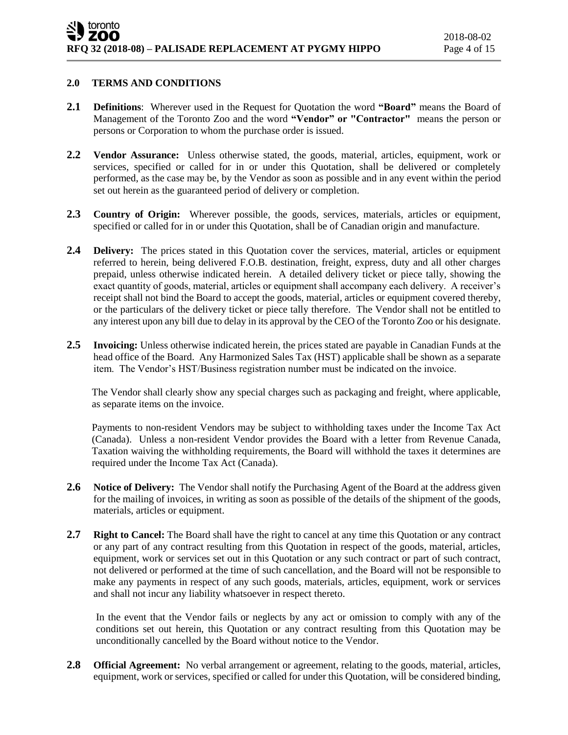## 2.0 TERMS AND CONDITIONS

**2.1 Definitions**: Wherever used in the Request for Quotation the word **"Board"** means the Board of Management of the Toronto Zoo and the word **"Vendor" or "Contractor"** means the person or persons or Corporation to whom the purchase order is issued.

**2.2 Vendor Assurance:** Unless otherwise stated, the goods, material, articles, equipment, work or services, specified or called for in or under this Quotation, shall be delivered or completely performed, as the case may be, by the Vendor as soon as possible and in any event within the period set out herein as the guaranteed period of delivery or completion.

**2.3 Country of Origin:** Wherever possible, the goods, services, materials, articles or equipment, specified or called for in or under this Quotation, shall be of Canadian origin and manufacture.

**2.4 Delivery:** The prices stated in this Quotation cover the services, material, articles or equipment referred to herein, being delivered F.O.B. destination, freight, express, duty and all other charges prepaid, unless otherwise indicated herein. A detailed delivery ticket or piece tally, showing the exact quantity of goods, material, articles or equipment shall accompany each delivery. A receiver's receipt shall not bind the Board to accept the goods, material, articles or equipment covered thereby, or the particulars of the delivery ticket or piece tally therefore. The Vendor shall not be entitled to any interest upon any bill due to delay in its approval by the CEO of the Toronto Zoo or his designate.

**2.5 Invoicing:** Unless otherwise indicated herein, the prices stated are payable in Canadian Funds at the head office of the Board. Any Harmonized Sales Tax (HST) applicable shall be shown as a separate item. The Vendor's HST/Business registration number must be indicated on the invoice.

The Vendor shall clearly show any special charges such as packaging and freight, where applicable, as separate items on the invoice.

Payments to non-resident Vendors may be subject to withholding taxes under the Income Tax Act (Canada). Unless a non-resident Vendor provides the Board with a letter from Revenue Canada, Taxation waiving the withholding requirements, the Board will withhold the taxes it determines are required under the Income Tax Act (Canada).

**2.6 Notice of Delivery:** The Vendor shall notify the Purchasing Agent of the Board at the address given for the mailing of invoices, in writing as soon as possible of the details of the shipment of the goods, materials, articles or equipment.

**2.7 Right to Cancel:** The Board shall have the right to cancel at any time this Quotation or any contract or any part of any contract resulting from this Quotation in respect of the goods, material, articles, equipment, work or services set out in this Quotation or any such contract or part of such contract, not delivered or performed at the time of such cancellation, and the Board will not be responsible to make any payments in respect of any such goods, materials, articles, equipment, work or services and shall not incur any liability whatsoever in respect thereto.

In the event that the Vendor fails or neglects by any act or omission to comply with any of the conditions set out herein, this Quotation or any contract resulting from this Quotation may be unconditionally cancelled by the Board without notice to the Vendor.

**2.8 Official Agreement:** No verbal arrangement or agreement, relating to the goods, material, articles, equipment, work or services, specified or called for under this Quotation, will be considered binding,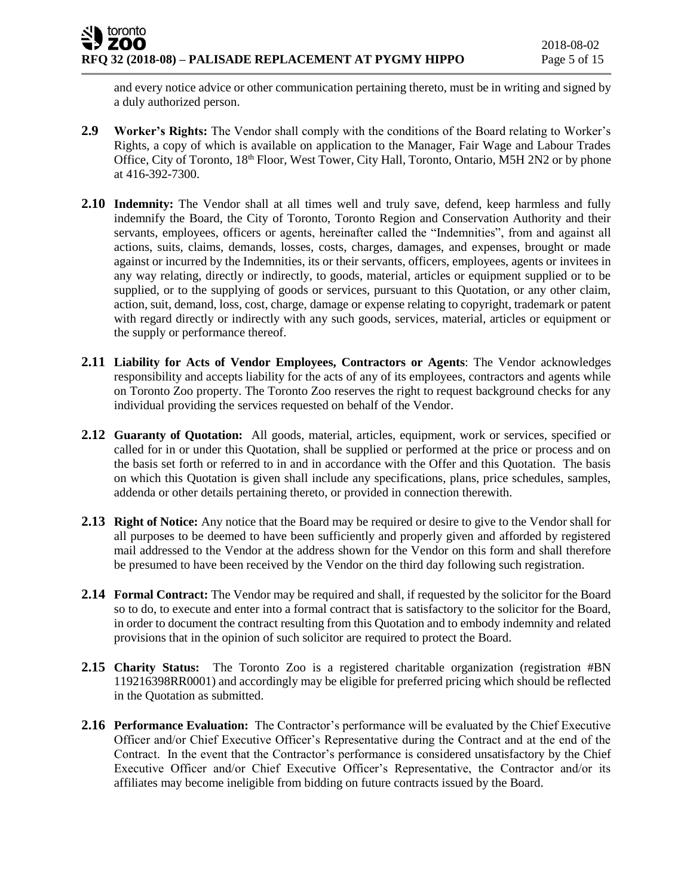and every notice advice or other communication pertaining thereto, must be in writing and signed by a duly authorized person.

**2.9 Worker's Rights:** The Vendor shall comply with the conditions of the Board relating to Worker's Rights, a copy of which is available on application to the Manager, Fair Wage and Labour Trades Office, City of Toronto, 18th Floor, West Tower, City Hall, Toronto, Ontario, M5H 2N2 or by phone at 416-392-7300.

**2.10 Indemnity:** The Vendor shall at all times well and truly save, defend, keep harmless and fully indemnify the Board, the City of Toronto, Toronto Region and Conservation Authority and their servants, employees, officers or agents, hereinafter called the "Indemnities", from and against all actions, suits, claims, demands, losses, costs, charges, damages, and expenses, brought or made against or incurred by the Indemnities, its or their servants, officers, employees, agents or invitees in any way relating, directly or indirectly, to goods, material, articles or equipment supplied or to be supplied, or to the supplying of goods or services, pursuant to this Quotation, or any other claim, action, suit, demand, loss, cost, charge, damage or expense relating to copyright, trademark or patent with regard directly or indirectly with any such goods, services, material, articles or equipment or the supply or performance thereof.

**2.11 Liability for Acts of Vendor Employees, Contractors or Agents**: The Vendor acknowledges responsibility and accepts liability for the acts of any of its employees, contractors and agents while on Toronto Zoo property. The Toronto Zoo reserves the right to request background checks for any individual providing the services requested on behalf of the Vendor.

**2.12 Guaranty of Quotation:** All goods, material, articles, equipment, work or services, specified or called for in or under this Quotation, shall be supplied or performed at the price or process and on the basis set forth or referred to in and in accordance with the Offer and this Quotation. The basis on which this Quotation is given shall include any specifications, plans, price schedules, samples, addenda or other details pertaining thereto, or provided in connection therewith.

**2.13 Right of Notice:** Any notice that the Board may be required or desire to give to the Vendor shall for all purposes to be deemed to have been sufficiently and properly given and afforded by registered mail addressed to the Vendor at the address shown for the Vendor on this form and shall therefore be presumed to have been received by the Vendor on the third day following such registration.

**2.14 Formal Contract:** The Vendor may be required and shall, if requested by the solicitor for the Board so to do, to execute and enter into a formal contract that is satisfactory to the solicitor for the Board, in order to document the contract resulting from this Quotation and to embody indemnity and related provisions that in the opinion of such solicitor are required to protect the Board.

**2.15 Charity Status:** The Toronto Zoo is a registered charitable organization (registration #BN 119216398RR0001) and accordingly may be eligible for preferred pricing which should be reflected in the Quotation as submitted.

**2.16 Performance Evaluation:** The Contractor's performance will be evaluated by the Chief Executive Officer and/or Chief Executive Officer's Representative during the Contract and at the end of the Contract. In the event that the Contractor's performance is considered unsatisfactory by the Chief Executive Officer and/or Chief Executive Officer's Representative, the Contractor and/or its affiliates may become ineligible from bidding on future contracts issued by the Board.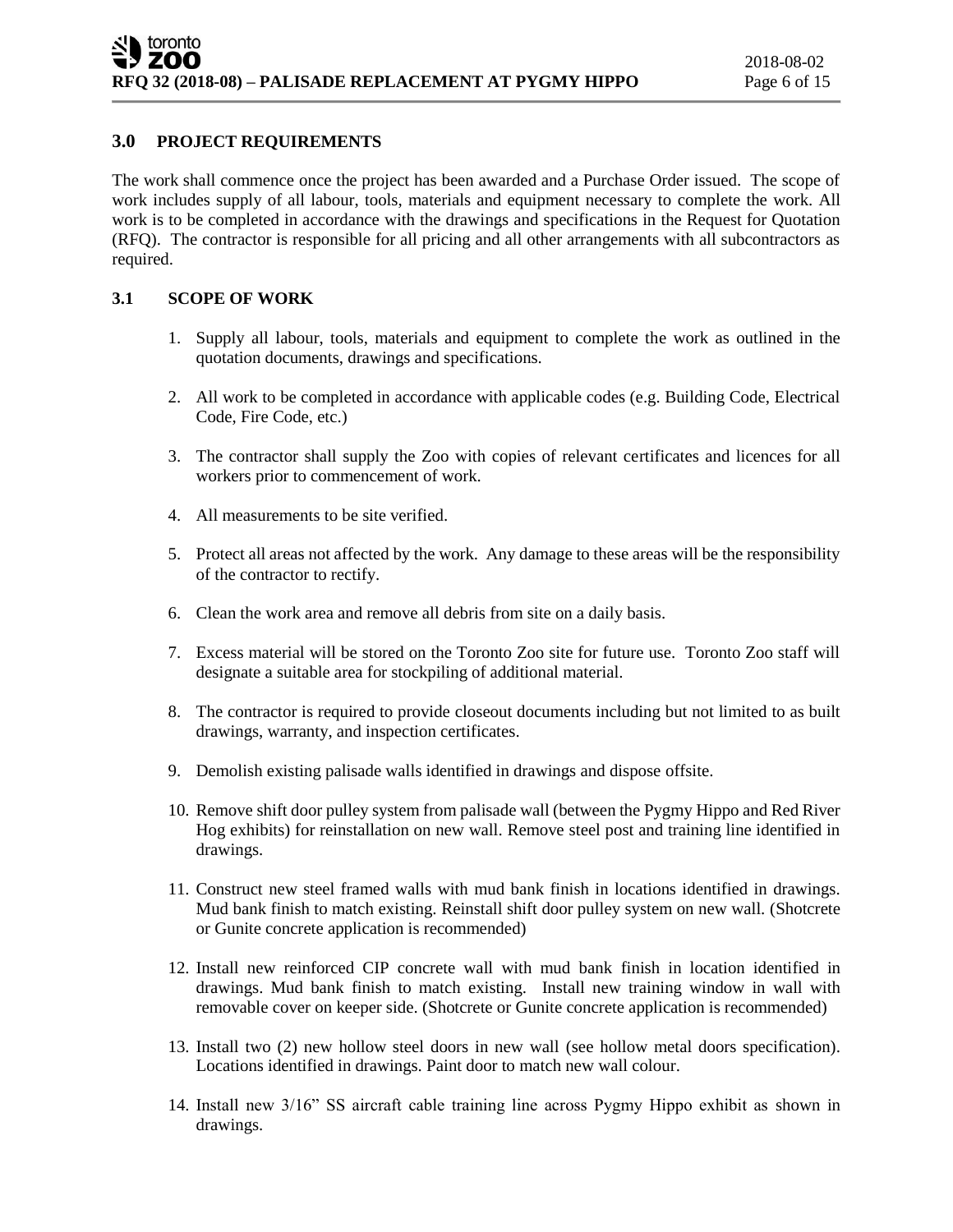## 3.0 PROJECT REQUIREMENTS

The work shall commence once the project has been awarded and a Purchase Order issued. The scope of work includes supply of all labour, tools, materials and equipment necessary to complete the work. All work is to be completed in accordance with the drawings and specifications in the Request for Quotation (RFQ). The contractor is responsible for all pricing and all other arrangements with all subcontractors as required.

### 3.1 SCOPE OF WORK

1. Supply all labour, tools, materials and equipment to complete the work as outlined in the quotation documents, drawings and specifications.
2. All work to be completed in accordance with applicable codes (e.g. Building Code, Electrical Code, Fire Code, etc.)
3. The contractor shall supply the Zoo with copies of relevant certificates and licences for all workers prior to commencement of work.
4. All measurements to be site verified.
5. Protect all areas not affected by the work. Any damage to these areas will be the responsibility of the contractor to rectify.
6. Clean the work area and remove all debris from site on a daily basis.
7. Excess material will be stored on the Toronto Zoo site for future use. Toronto Zoo staff will designate a suitable area for stockpiling of additional material.
8. The contractor is required to provide closeout documents including but not limited to as built drawings, warranty, and inspection certificates.
9. Demolish existing palisade walls identified in drawings and dispose offsite.
10. Remove shift door pulley system from palisade wall (between the Pygmy Hippo and Red River Hog exhibits) for reinstallation on new wall. Remove steel post and training line identified in drawings.
11. Construct new steel framed walls with mud bank finish in locations identified in drawings. Mud bank finish to match existing. Reinstall shift door pulley system on new wall. (Shotcrete or Gunite concrete application is recommended)
12. Install new reinforced CIP concrete wall with mud bank finish in location identified in drawings. Mud bank finish to match existing. Install new training window in wall with removable cover on keeper side. (Shotcrete or Gunite concrete application is recommended)
13. Install two (2) new hollow steel doors in new wall (see hollow metal doors specification). Locations identified in drawings. Paint door to match new wall colour.
14. Install new 3/16" SS aircraft cable training line across Pygmy Hippo exhibit as shown in drawings.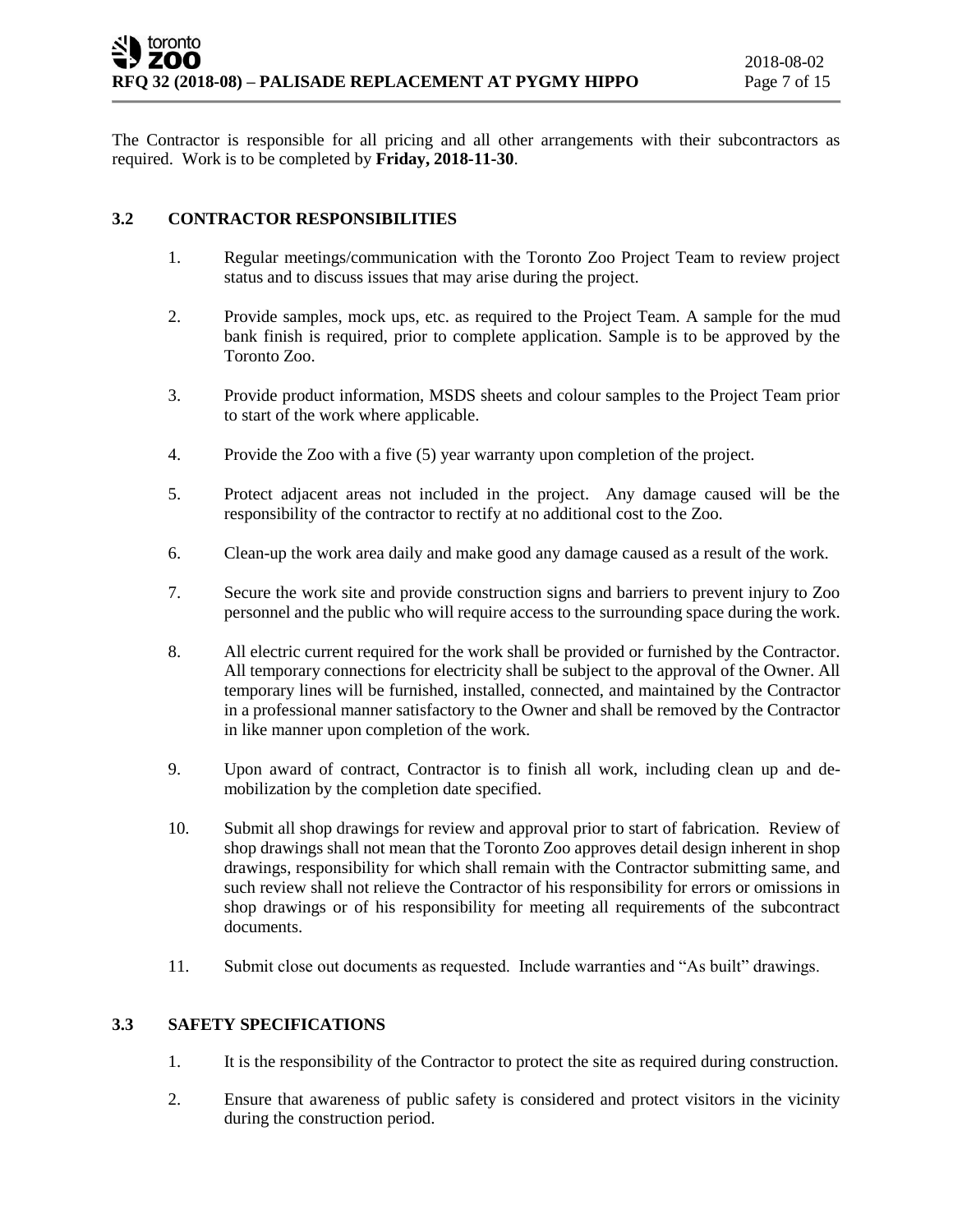The Contractor is responsible for all pricing and all other arrangements with their subcontractors as required. Work is to be completed by **Friday, 2018-11-30**.

### 3.2 CONTRACTOR RESPONSIBILITIES

1. Regular meetings/communication with the Toronto Zoo Project Team to review project status and to discuss issues that may arise during the project.
2. Provide samples, mock ups, etc. as required to the Project Team. A sample for the mud bank finish is required, prior to complete application. Sample is to be approved by the Toronto Zoo.
3. Provide product information, MSDS sheets and colour samples to the Project Team prior to start of the work where applicable.
4. Provide the Zoo with a five (5) year warranty upon completion of the project.
5. Protect adjacent areas not included in the project. Any damage caused will be the responsibility of the contractor to rectify at no additional cost to the Zoo.
6. Clean-up the work area daily and make good any damage caused as a result of the work.
7. Secure the work site and provide construction signs and barriers to prevent injury to Zoo personnel and the public who will require access to the surrounding space during the work.
8. All electric current required for the work shall be provided or furnished by the Contractor. All temporary connections for electricity shall be subject to the approval of the Owner. All temporary lines will be furnished, installed, connected, and maintained by the Contractor in a professional manner satisfactory to the Owner and shall be removed by the Contractor in like manner upon completion of the work.
9. Upon award of contract, Contractor is to finish all work, including clean up and de-mobilization by the completion date specified.
10. Submit all shop drawings for review and approval prior to start of fabrication. Review of shop drawings shall not mean that the Toronto Zoo approves detail design inherent in shop drawings, responsibility for which shall remain with the Contractor submitting same, and such review shall not relieve the Contractor of his responsibility for errors or omissions in shop drawings or of his responsibility for meeting all requirements of the subcontract documents.
11. Submit close out documents as requested. Include warranties and "As built" drawings.

### 3.3 SAFETY SPECIFICATIONS

1. It is the responsibility of the Contractor to protect the site as required during construction.
2. Ensure that awareness of public safety is considered and protect visitors in the vicinity during the construction period.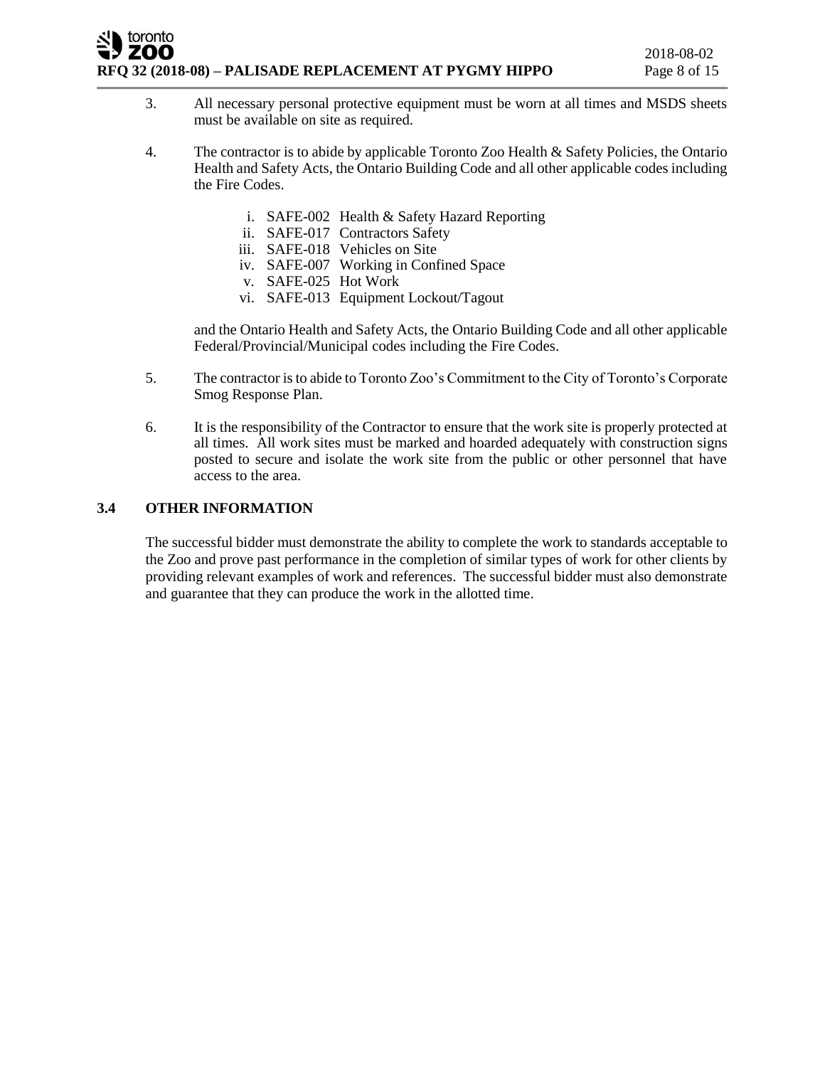3. All necessary personal protective equipment must be worn at all times and MSDS sheets must be available on site as required.

4. The contractor is to abide by applicable Toronto Zoo Health & Safety Policies, the Ontario Health and Safety Acts, the Ontario Building Code and all other applicable codes including the Fire Codes.

   i. SAFE-002 Health & Safety Hazard Reporting
   ii. SAFE-017 Contractors Safety
   iii. SAFE-018 Vehicles on Site
   iv. SAFE-007 Working in Confined Space
   v. SAFE-025 Hot Work
   vi. SAFE-013 Equipment Lockout/Tagout

   and the Ontario Health and Safety Acts, the Ontario Building Code and all other applicable Federal/Provincial/Municipal codes including the Fire Codes.

5. The contractor is to abide to Toronto Zoo's Commitment to the City of Toronto's Corporate Smog Response Plan.

6. It is the responsibility of the Contractor to ensure that the work site is properly protected at all times. All work sites must be marked and hoarded adequately with construction signs posted to secure and isolate the work site from the public or other personnel that have access to the area.

## 3.4 OTHER INFORMATION

The successful bidder must demonstrate the ability to complete the work to standards acceptable to the Zoo and prove past performance in the completion of similar types of work for other clients by providing relevant examples of work and references. The successful bidder must also demonstrate and guarantee that they can produce the work in the allotted time.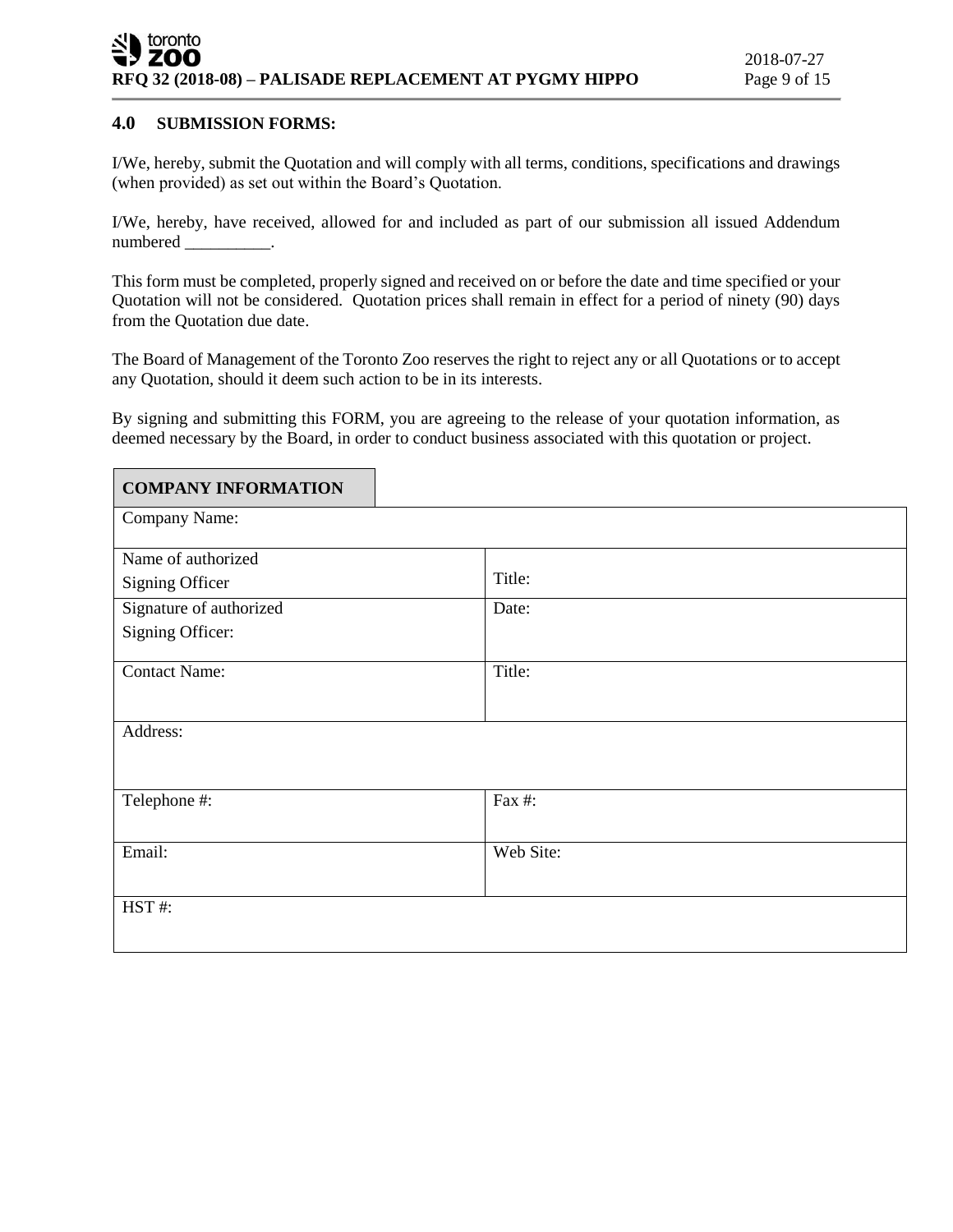## 4.0 SUBMISSION FORMS:

I/We, hereby, submit the Quotation and will comply with all terms, conditions, specifications and drawings (when provided) as set out within the Board's Quotation.

I/We, hereby, have received, allowed for and included as part of our submission all issued Addendum numbered __________.

This form must be completed, properly signed and received on or before the date and time specified or your Quotation will not be considered. Quotation prices shall remain in effect for a period of ninety (90) days from the Quotation due date.

The Board of Management of the Toronto Zoo reserves the right to reject any or all Quotations or to accept any Quotation, should it deem such action to be in its interests.

By signing and submitting this FORM, you are agreeing to the release of your quotation information, as deemed necessary by the Board, in order to conduct business associated with this quotation or project.

| **COMPANY INFORMATION** | |
|---|---|
| Company Name: | |
| Name of authorized Signing Officer | Title: |
| Signature of authorized Signing Officer: | Date: |
| Contact Name: | Title: |
| Address: | |
| Telephone #: | Fax #: |
| Email: | Web Site: |
| HST #: | |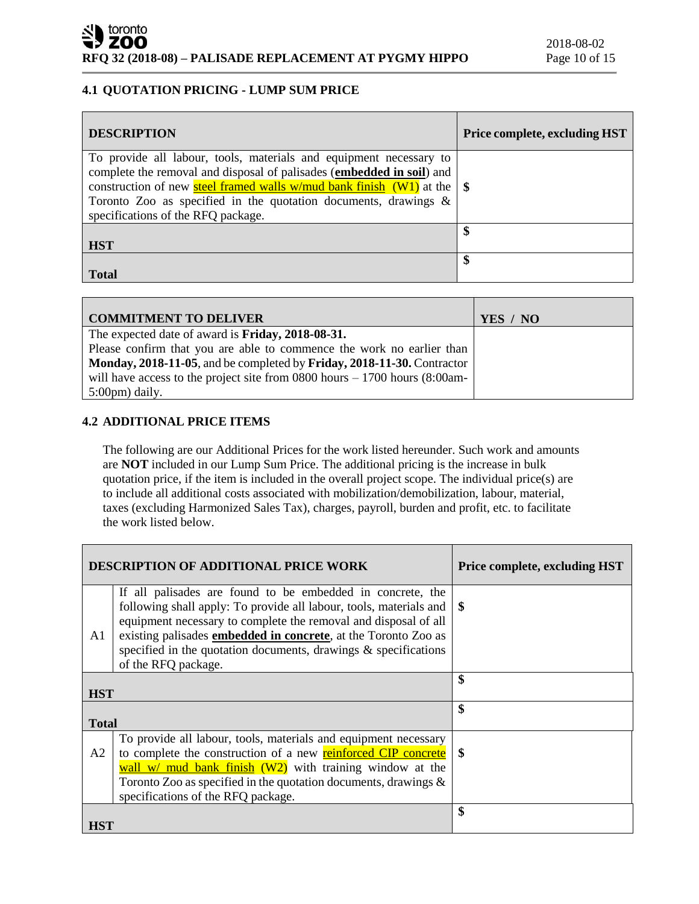## 4.1 QUOTATION PRICING - LUMP SUM PRICE

| DESCRIPTION | Price complete, excluding HST |
|---|---|
| To provide all labour, tools, materials and equipment necessary to complete the removal and disposal of palisades (**embedded in soil**) and construction of new steel framed walls w/mud bank finish (W1) at the Toronto Zoo as specified in the quotation documents, drawings & specifications of the RFQ package. | $ |
| **HST** | $ |
| **Total** | $ |

| COMMITMENT TO DELIVER | YES / NO |
|---|---|
| The expected date of award is **Friday, 2018-08-31.** Please confirm that you are able to commence the work no earlier than **Monday, 2018-11-05**, and be completed by **Friday, 2018-11-30.** Contractor will have access to the project site from 0800 hours – 1700 hours (8:00am-5:00pm) daily. | |

## 4.2 ADDITIONAL PRICE ITEMS

The following are our Additional Prices for the work listed hereunder. Such work and amounts are **NOT** included in our Lump Sum Price. The additional pricing is the increase in bulk quotation price, if the item is included in the overall project scope. The individual price(s) are to include all additional costs associated with mobilization/demobilization, labour, material, taxes (excluding Harmonized Sales Tax), charges, payroll, burden and profit, etc. to facilitate the work listed below.

| DESCRIPTION OF ADDITIONAL PRICE WORK | | Price complete, excluding HST |
|---|---|---|
| A1 | If all palisades are found to be embedded in concrete, the following shall apply: To provide all labour, tools, materials and equipment necessary to complete the removal and disposal of all existing palisades **embedded in concrete**, at the Toronto Zoo as specified in the quotation documents, drawings & specifications of the RFQ package. | $ |
| **HST** | | $ |
| **Total** | | $ |
| A2 | To provide all labour, tools, materials and equipment necessary to complete the construction of a new reinforced CIP concrete wall w/ mud bank finish (W2) with training window at the Toronto Zoo as specified in the quotation documents, drawings & specifications of the RFQ package. | $ |
| **HST** | | $ |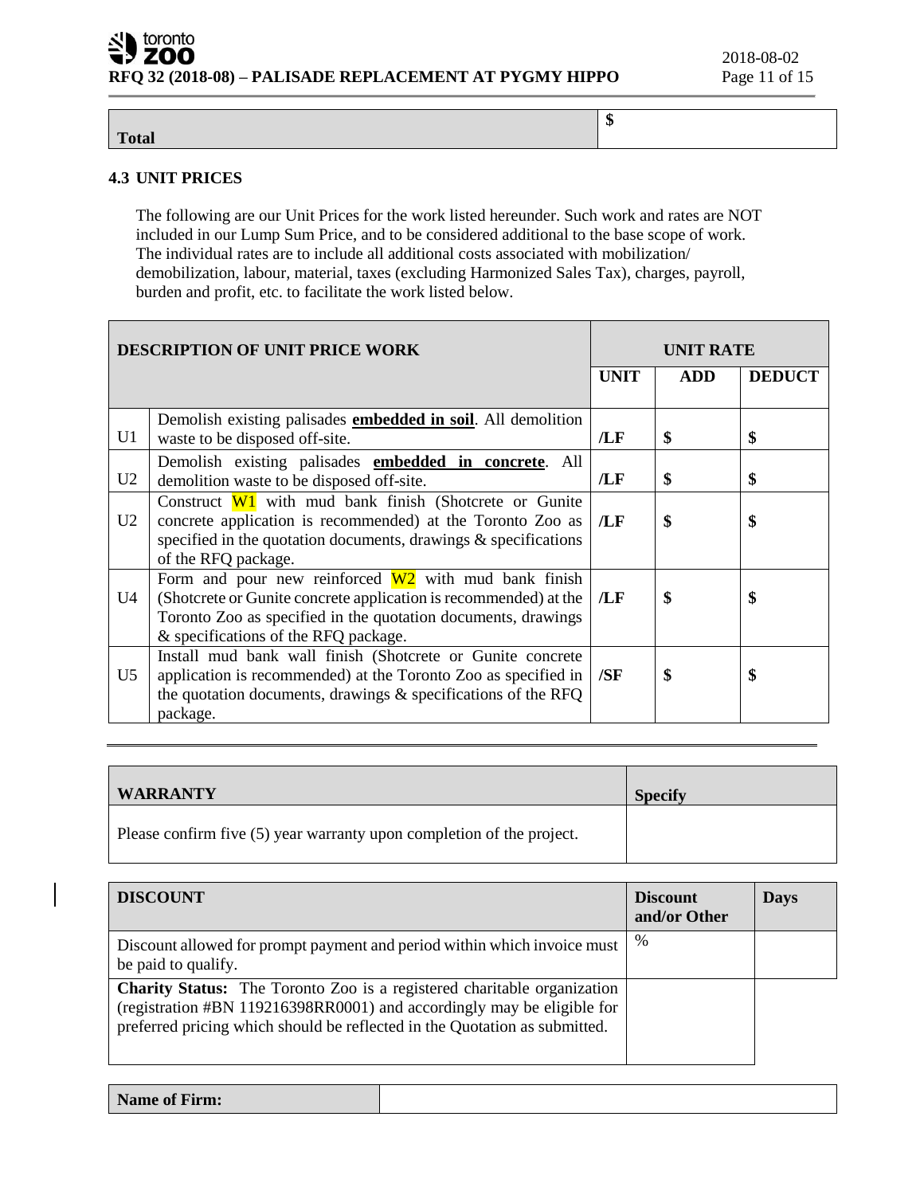| Total | $ |
|---|---|

### 4.3 UNIT PRICES

The following are our Unit Prices for the work listed hereunder. Such work and rates are NOT included in our Lump Sum Price, and to be considered additional to the base scope of work. The individual rates are to include all additional costs associated with mobilization/ demobilization, labour, material, taxes (excluding Harmonized Sales Tax), charges, payroll, burden and profit, etc. to facilitate the work listed below.

| DESCRIPTION OF UNIT PRICE WORK | | UNIT RATE | | |
|---|---|---|---|---|
| | | UNIT | ADD | DEDUCT |
| U1 | Demolish existing palisades **embedded in soil**. All demolition waste to be disposed off-site. | /LF | $ | $ |
| U2 | Demolish existing palisades **embedded in concrete**. All demolition waste to be disposed off-site. | /LF | $ | $ |
| U2 | Construct W1 with mud bank finish (Shotcrete or Gunite concrete application is recommended) at the Toronto Zoo as specified in the quotation documents, drawings & specifications of the RFQ package. | /LF | $ | $ |
| U4 | Form and pour new reinforced W2 with mud bank finish (Shotcrete or Gunite concrete application is recommended) at the Toronto Zoo as specified in the quotation documents, drawings & specifications of the RFQ package. | /LF | $ | $ |
| U5 | Install mud bank wall finish (Shotcrete or Gunite concrete application is recommended) at the Toronto Zoo as specified in the quotation documents, drawings & specifications of the RFQ package. | /SF | $ | $ |

---

| WARRANTY | Specify |
|---|---|
| Please confirm five (5) year warranty upon completion of the project. | |

| DISCOUNT | Discount and/or Other | Days |
|---|---|---|
| Discount allowed for prompt payment and period within which invoice must be paid to qualify. | % | |
| **Charity Status:** The Toronto Zoo is a registered charitable organization (registration #BN 119216398RR0001) and accordingly may be eligible for preferred pricing which should be reflected in the Quotation as submitted. | | |

| Name of Firm: | |
|---|---|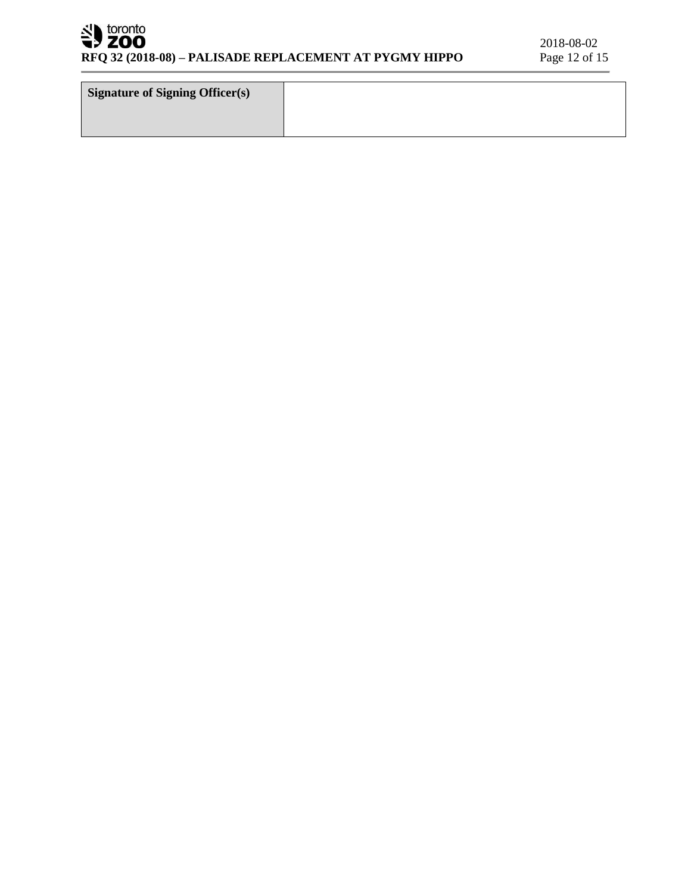| Signature of Signing Officer(s) | |
|---|---|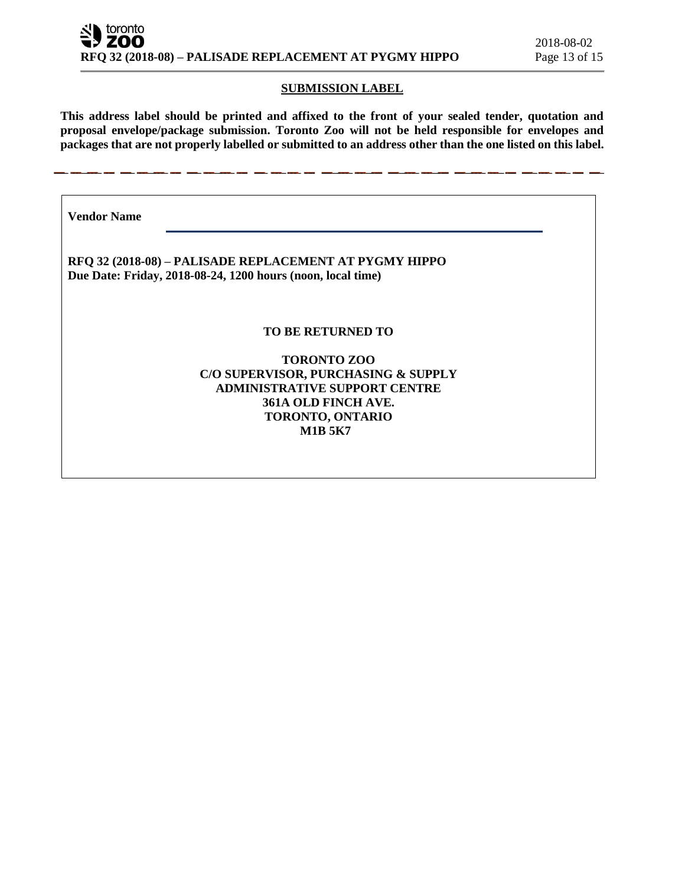## SUBMISSION LABEL

**This address label should be printed and affixed to the front of your sealed tender, quotation and proposal envelope/package submission. Toronto Zoo will not be held responsible for envelopes and packages that are not properly labelled or submitted to an address other than the one listed on this label.**

---

**Vendor Name** ______________________________________________

**RFQ 32 (2018-08) – PALISADE REPLACEMENT AT PYGMY HIPPO**
**Due Date: Friday, 2018-08-24, 1200 hours (noon, local time)**

**TO BE RETURNED TO**

**TORONTO ZOO**
**C/O SUPERVISOR, PURCHASING & SUPPLY**
**ADMINISTRATIVE SUPPORT CENTRE**
**361A OLD FINCH AVE.**
**TORONTO, ONTARIO**
**M1B 5K7**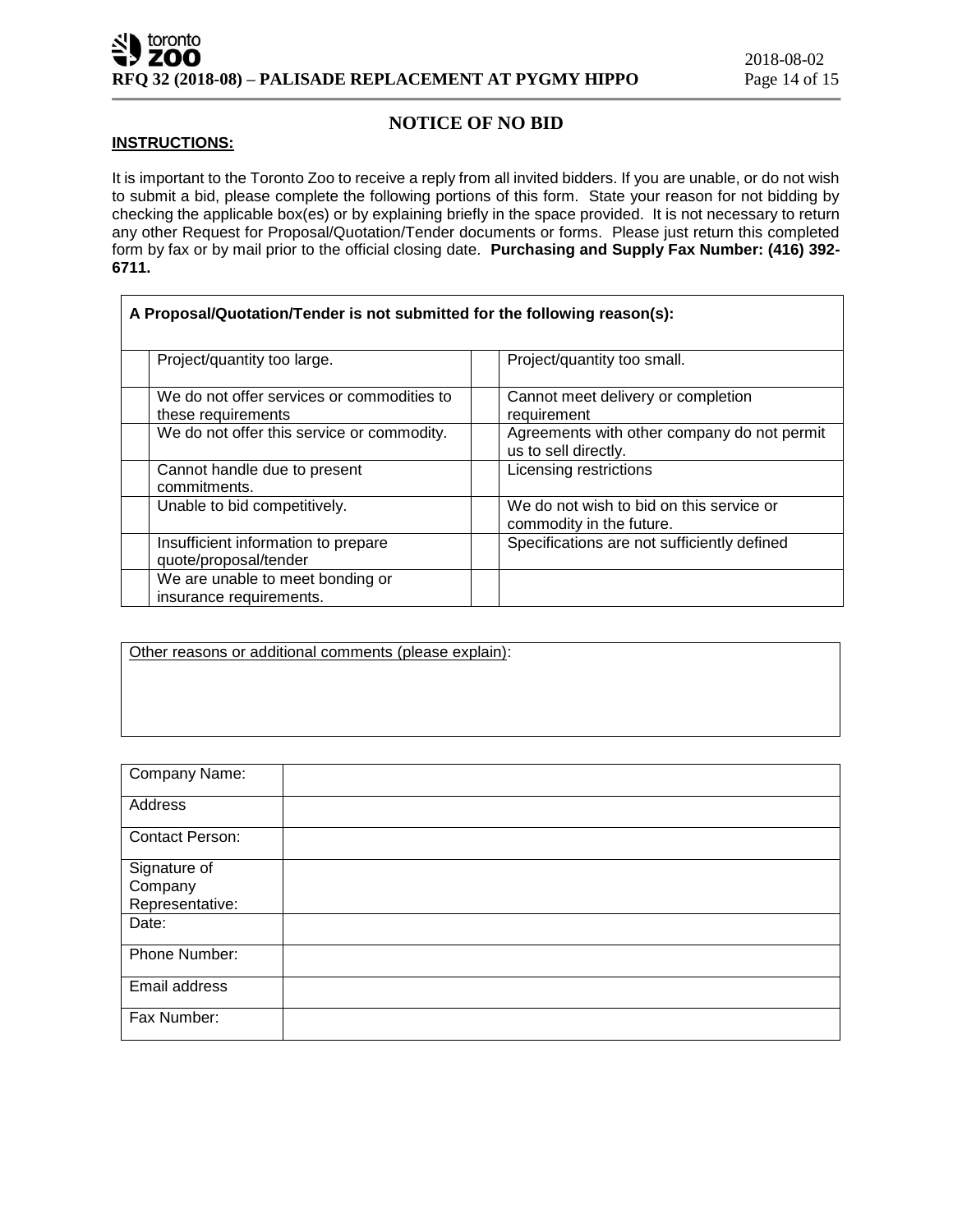## NOTICE OF NO BID

**INSTRUCTIONS:**

It is important to the Toronto Zoo to receive a reply from all invited bidders. If you are unable, or do not wish to submit a bid, please complete the following portions of this form. State your reason for not bidding by checking the applicable box(es) or by explaining briefly in the space provided. It is not necessary to return any other Request for Proposal/Quotation/Tender documents or forms. Please just return this completed form by fax or by mail prior to the official closing date. **Purchasing and Supply Fax Number: (416) 392-6711.**

**A Proposal/Quotation/Tender is not submitted for the following reason(s):**

| | | | |
|---|---|---|---|
| | Project/quantity too large. | | Project/quantity too small. |
| | We do not offer services or commodities to these requirements | | Cannot meet delivery or completion requirement |
| | We do not offer this service or commodity. | | Agreements with other company do not permit us to sell directly. |
| | Cannot handle due to present commitments. | | Licensing restrictions |
| | Unable to bid competitively. | | We do not wish to bid on this service or commodity in the future. |
| | Insufficient information to prepare quote/proposal/tender | | Specifications are not sufficiently defined |
| | We are unable to meet bonding or insurance requirements. | | |

Other reasons or additional comments (please explain):

| | |
|---|---|
| Company Name: | |
| Address | |
| Contact Person: | |
| Signature of Company Representative: | |
| Date: | |
| Phone Number: | |
| Email address | |
| Fax Number: | |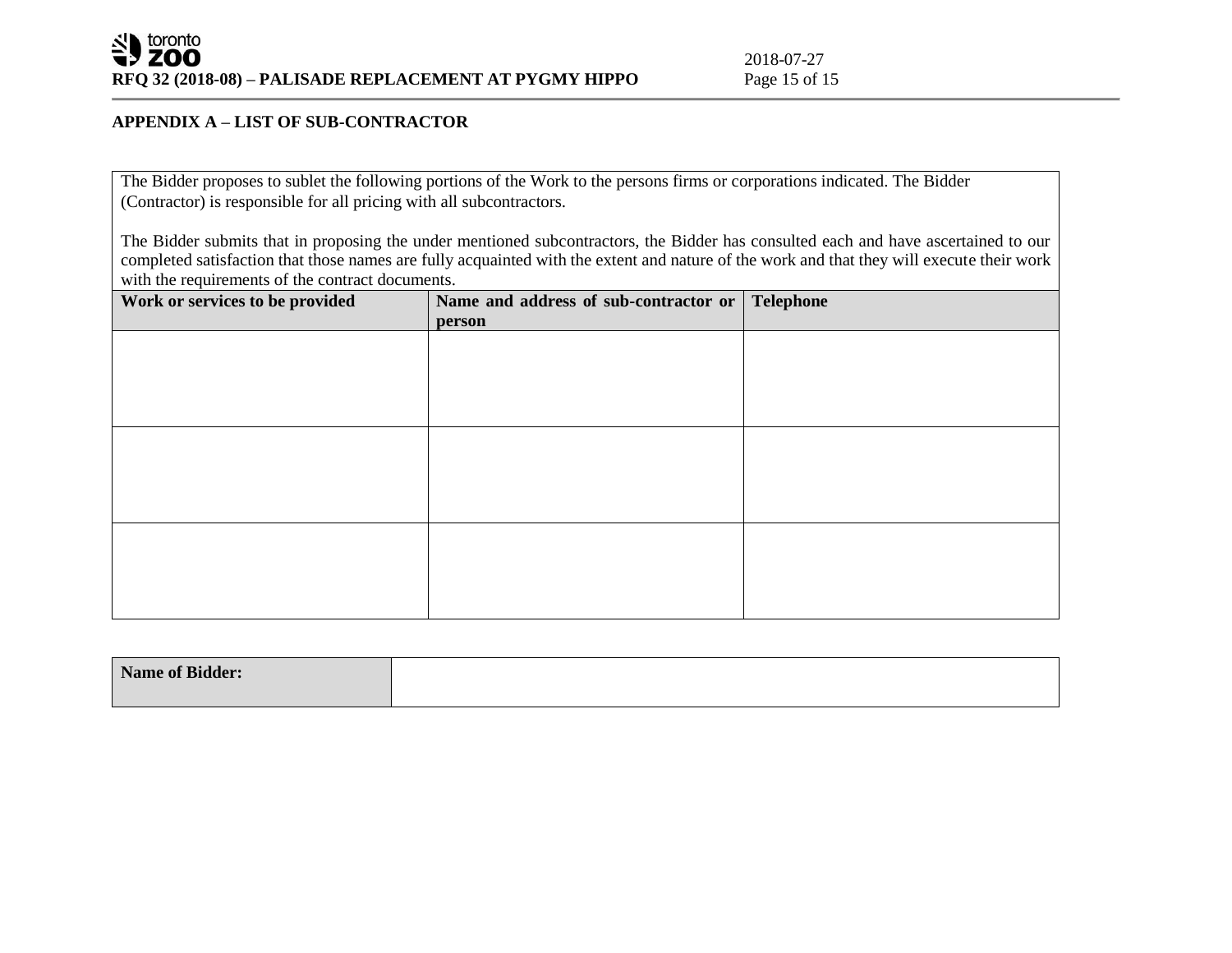## APPENDIX A – LIST OF SUB-CONTRACTOR

The Bidder proposes to sublet the following portions of the Work to the persons firms or corporations indicated. The Bidder (Contractor) is responsible for all pricing with all subcontractors.

The Bidder submits that in proposing the under mentioned subcontractors, the Bidder has consulted each and have ascertained to our completed satisfaction that those names are fully acquainted with the extent and nature of the work and that they will execute their work with the requirements of the contract documents.

| Work or services to be provided | Name and address of sub-contractor or person | Telephone |
|---|---|---|
| | | |
| | | |
| | | |

| | |
|---|---|
| **Name of Bidder:** | |